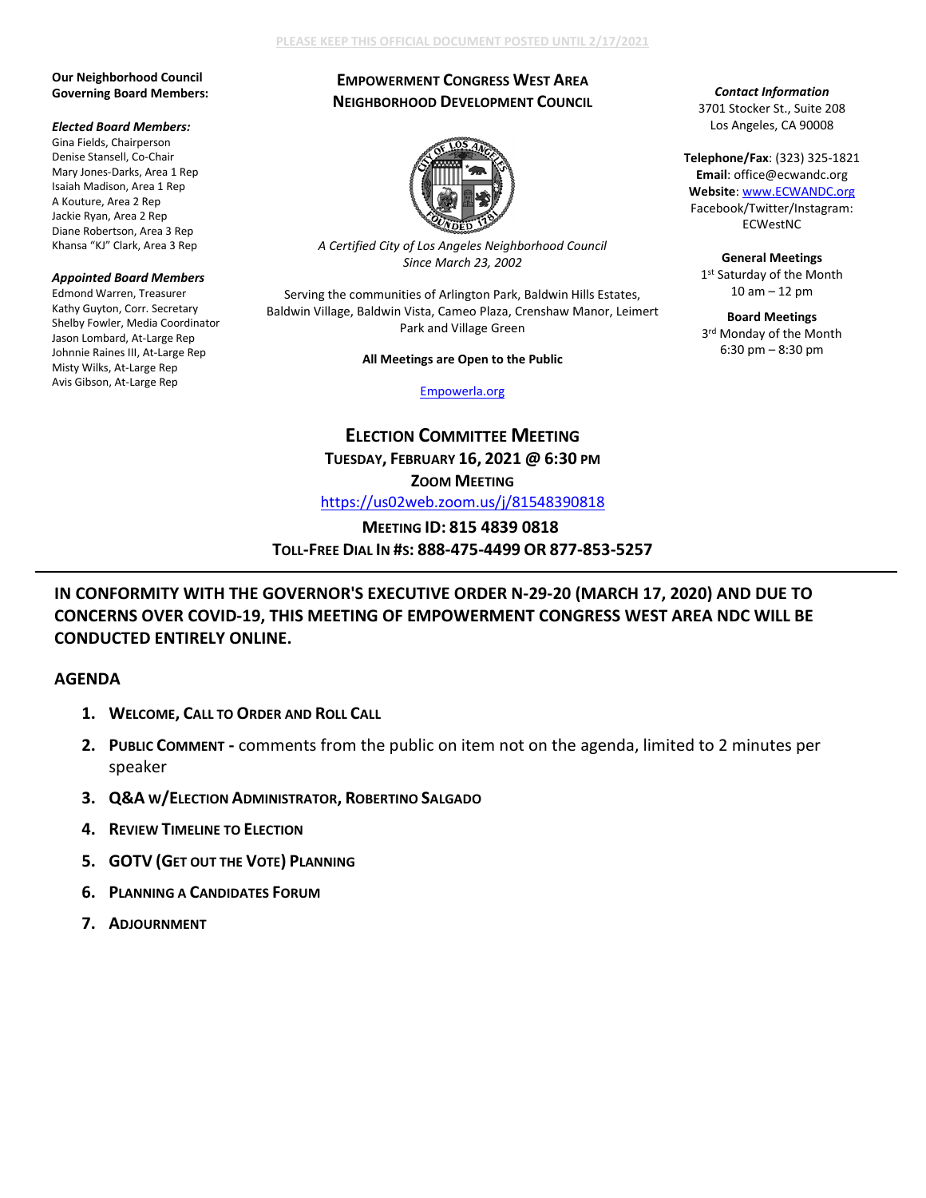PLEASE KEEP THIS OFFICIAL DOCUMENT POSTED UNTIL 2/17/2021

**Our Neighborhood Council Governing Board Members:**

***Elected Board Members:***
Gina Fields, Chairperson
Denise Stansell, Co-Chair
Mary Jones-Darks, Area 1 Rep
Isaiah Madison, Area 1 Rep
A Kouture, Area 2 Rep
Jackie Ryan, Area 2 Rep
Diane Robertson, Area 3 Rep
Khansa "KJ" Clark, Area 3 Rep

***Appointed Board Members***
Edmond Warren, Treasurer
Kathy Guyton, Corr. Secretary
Shelby Fowler, Media Coordinator
Jason Lombard, At-Large Rep
Johnnie Raines III, At-Large Rep
Misty Wilks, At-Large Rep
Avis Gibson, At-Large Rep

# EMPOWERMENT CONGRESS WEST AREA NEIGHBORHOOD DEVELOPMENT COUNCIL

*A Certified City of Los Angeles Neighborhood Council Since March 23, 2002*

Serving the communities of Arlington Park, Baldwin Hills Estates, Baldwin Village, Baldwin Vista, Cameo Plaza, Crenshaw Manor, Leimert Park and Village Green

**All Meetings are Open to the Public**

Empowerla.org

***Contact Information***
3701 Stocker St., Suite 208
Los Angeles, CA 90008

**Telephone/Fax**: (323) 325-1821
**Email**: office@ecwandc.org
**Website**: www.ECWANDC.org
Facebook/Twitter/Instagram: ECWestNC

**General Meetings**
1st Saturday of the Month
10 am – 12 pm

**Board Meetings**
3rd Monday of the Month
6:30 pm – 8:30 pm

## ELECTION COMMITTEE MEETING

**TUESDAY, FEBRUARY 16, 2021 @ 6:30 PM**
**ZOOM MEETING**
https://us02web.zoom.us/j/81548390818
**MEETING ID: 815 4839 0818**
**TOLL-FREE DIAL IN #S: 888-475-4499 OR 877-853-5257**

---

**IN CONFORMITY WITH THE GOVERNOR'S EXECUTIVE ORDER N-29-20 (MARCH 17, 2020) AND DUE TO CONCERNS OVER COVID-19, THIS MEETING OF EMPOWERMENT CONGRESS WEST AREA NDC WILL BE CONDUCTED ENTIRELY ONLINE.**

## AGENDA

1. **WELCOME, CALL TO ORDER AND ROLL CALL**
2. **PUBLIC COMMENT -** comments from the public on item not on the agenda, limited to 2 minutes per speaker
3. **Q&A W/ELECTION ADMINISTRATOR, ROBERTINO SALGADO**
4. **REVIEW TIMELINE TO ELECTION**
5. **GOTV (GET OUT THE VOTE) PLANNING**
6. **PLANNING A CANDIDATES FORUM**
7. **ADJOURNMENT**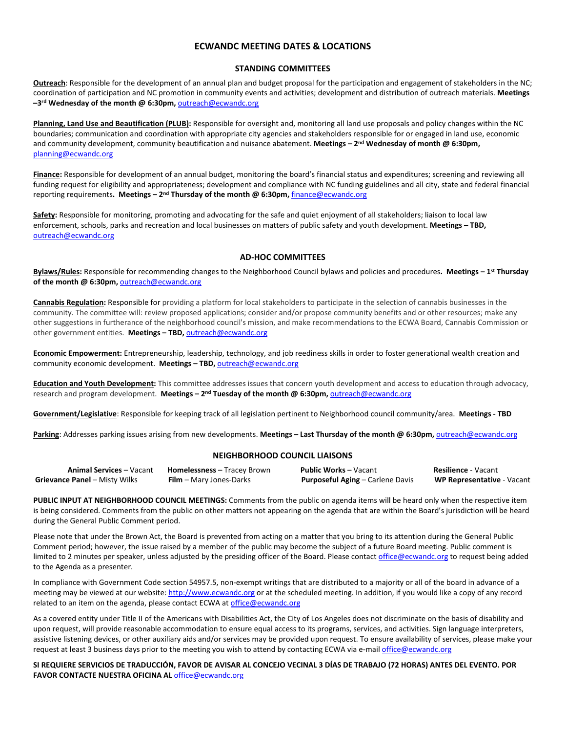# ECWANDC MEETING DATES & LOCATIONS

## STANDING COMMITTEES

**Outreach**: Responsible for the development of an annual plan and budget proposal for the participation and engagement of stakeholders in the NC; coordination of participation and NC promotion in community events and activities; development and distribution of outreach materials. **Meetings –3rd Wednesday of the month @ 6:30pm,** outreach@ecwandc.org

**Planning, Land Use and Beautification (PLUB):** Responsible for oversight and, monitoring all land use proposals and policy changes within the NC boundaries; communication and coordination with appropriate city agencies and stakeholders responsible for or engaged in land use, economic and community development, community beautification and nuisance abatement. **Meetings – 2nd Wednesday of month @ 6:30pm,** planning@ecwandc.org

**Finance:** Responsible for development of an annual budget, monitoring the board's financial status and expenditures; screening and reviewing all funding request for eligibility and appropriateness; development and compliance with NC funding guidelines and all city, state and federal financial reporting requirements**. Meetings – 2nd Thursday of the month @ 6:30pm,** finance@ecwandc.org

**Safety:** Responsible for monitoring, promoting and advocating for the safe and quiet enjoyment of all stakeholders; liaison to local law enforcement, schools, parks and recreation and local businesses on matters of public safety and youth development. **Meetings – TBD,** outreach@ecwandc.org

## AD-HOC COMMITTEES

**Bylaws/Rules:** Responsible for recommending changes to the Neighborhood Council bylaws and policies and procedures**. Meetings – 1st Thursday of the month @ 6:30pm,** outreach@ecwandc.org

**Cannabis Regulation:** Responsible for providing a platform for local stakeholders to participate in the selection of cannabis businesses in the community. The committee will: review proposed applications; consider and/or propose community benefits and or other resources; make any other suggestions in furtherance of the neighborhood council's mission, and make recommendations to the ECWA Board, Cannabis Commission or other government entities. **Meetings – TBD,** outreach@ecwandc.org

**Economic Empowerment:** Entrepreneurship, leadership, technology, and job reediness skills in order to foster generational wealth creation and community economic development. **Meetings – TBD,** outreach@ecwandc.org

**Education and Youth Development:** This committee addresses issues that concern youth development and access to education through advocacy, research and program development. **Meetings – 2nd Tuesday of the month @ 6:30pm,** outreach@ecwandc.org

**Government/Legislative**: Responsible for keeping track of all legislation pertinent to Neighborhood council community/area. **Meetings - TBD**

**Parking**: Addresses parking issues arising from new developments. **Meetings – Last Thursday of the month @ 6:30pm,** outreach@ecwandc.org

## NEIGHBORHOOD COUNCIL LIAISONS

| | | | |
|---|---|---|---|
| **Animal Services** – Vacant | **Homelessness** – Tracey Brown | **Public Works** – Vacant | **Resilience** - Vacant |
| **Grievance Panel** – Misty Wilks | **Film** – Mary Jones-Darks | **Purposeful Aging** – Carlene Davis | **WP Representative** - Vacant |

**PUBLIC INPUT AT NEIGHBORHOOD COUNCIL MEETINGS:** Comments from the public on agenda items will be heard only when the respective item is being considered. Comments from the public on other matters not appearing on the agenda that are within the Board's jurisdiction will be heard during the General Public Comment period.

Please note that under the Brown Act, the Board is prevented from acting on a matter that you bring to its attention during the General Public Comment period; however, the issue raised by a member of the public may become the subject of a future Board meeting. Public comment is limited to 2 minutes per speaker, unless adjusted by the presiding officer of the Board. Please contact office@ecwandc.org to request being added to the Agenda as a presenter.

In compliance with Government Code section 54957.5, non-exempt writings that are distributed to a majority or all of the board in advance of a meeting may be viewed at our website: http://www.ecwandc.org or at the scheduled meeting. In addition, if you would like a copy of any record related to an item on the agenda, please contact ECWA at office@ecwandc.org

As a covered entity under Title II of the Americans with Disabilities Act, the City of Los Angeles does not discriminate on the basis of disability and upon request, will provide reasonable accommodation to ensure equal access to its programs, services, and activities. Sign language interpreters, assistive listening devices, or other auxiliary aids and/or services may be provided upon request. To ensure availability of services, please make your request at least 3 business days prior to the meeting you wish to attend by contacting ECWA via e-mail office@ecwandc.org

**SI REQUIERE SERVICIOS DE TRADUCCIÓN, FAVOR DE AVISAR AL CONCEJO VECINAL 3 DÍAS DE TRABAJO (72 HORAS) ANTES DEL EVENTO. POR FAVOR CONTACTE NUESTRA OFICINA AL** office@ecwandc.org